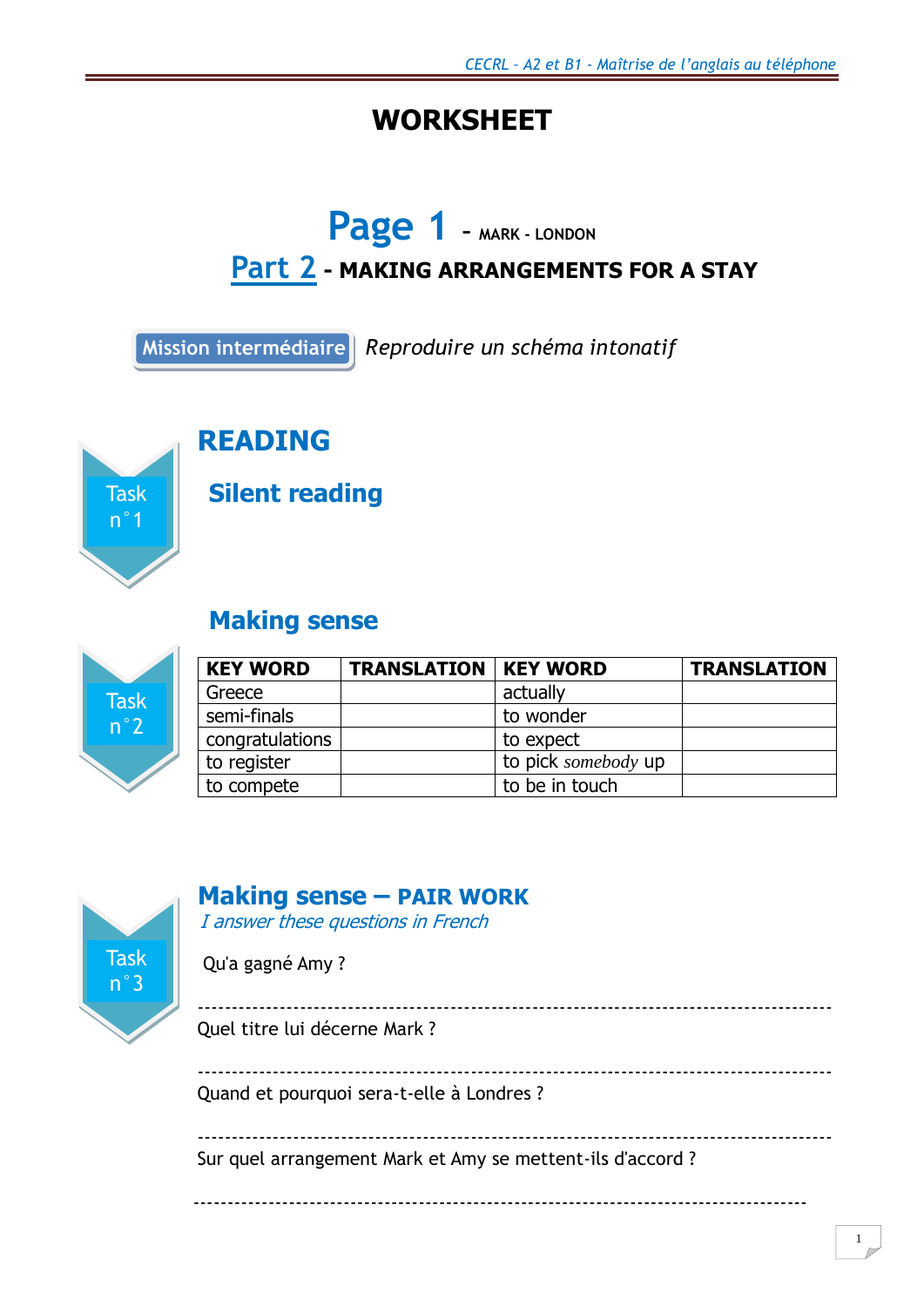# WORKSHEET

## Page 1 - MARK - LONDON

## Part 2 - MAKING ARRANGEMENTS FOR A STAY

**Mission intermédiaire** *Reproduire un schéma intonatif*

Task n°1

## READING

### Silent reading

Task n°2

### Making sense

| KEY WORD | TRANSLATION | KEY WORD | TRANSLATION |
|---|---|---|---|
| Greece | | actually | |
| semi-finals | | to wonder | |
| congratulations | | to expect | |
| to register | | to pick *somebody* up | |
| to compete | | to be in touch | |

Task n°3

### Making sense – PAIR WORK

*I answer these questions in French*

Qu'a gagné Amy ?

------------------------------------------------------------------------------------------

Quel titre lui décerne Mark ?

------------------------------------------------------------------------------------------

Quand et pourquoi sera-t-elle à Londres ?

------------------------------------------------------------------------------------------

Sur quel arrangement Mark et Amy se mettent-ils d'accord ?

------------------------------------------------------------------------------------------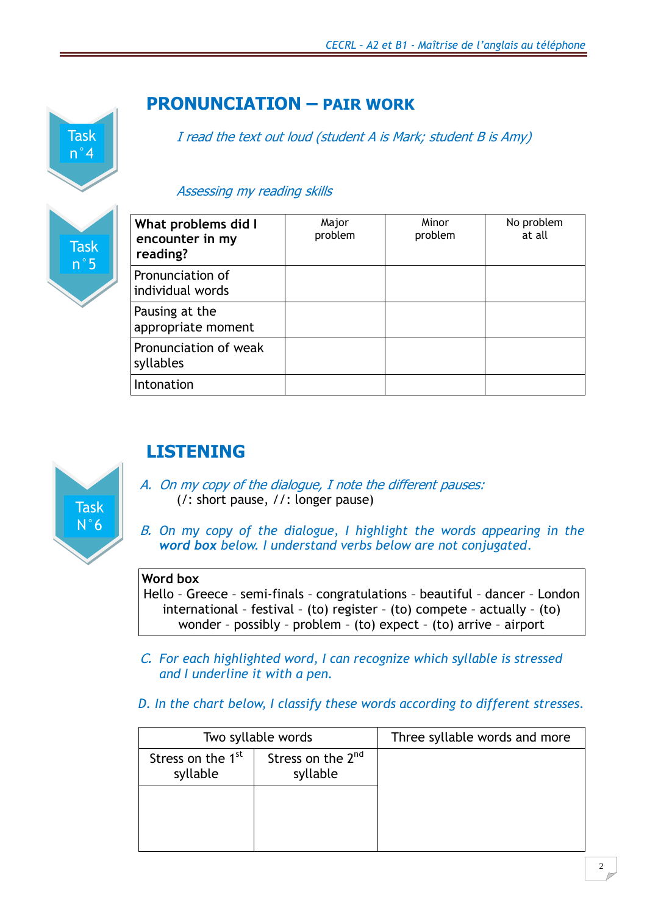Task n°4

## PRONUNCIATION – PAIR WORK

*I read the text out loud (student A is Mark; student B is Amy)*

Task n°5

*Assessing my reading skills*

| **What problems did I encounter in my reading?** | Major problem | Minor problem | No problem at all |
|---|---|---|---|
| Pronunciation of individual words | | | |
| Pausing at the appropriate moment | | | |
| Pronunciation of weak syllables | | | |
| Intonation | | | |

## LISTENING

Task N°6

*A. On my copy of the dialogue, I note the different pauses:*
(/: short pause, //: longer pause)

*B. On my copy of the dialogue, I highlight the words appearing in the **word box** below. I understand verbs below are not conjugated.*

**Word box**
Hello – Greece – semi-finals – congratulations – beautiful – dancer – London international – festival – (to) register – (to) compete – actually – (to) wonder – possibly – problem – (to) expect – (to) arrive – airport

*C. For each highlighted word, I can recognize which syllable is stressed and I underline it with a pen.*

*D. In the chart below, I classify these words according to different stresses.*

| Two syllable words | | Three syllable words and more |
|---|---|---|
| Stress on the 1st syllable | Stress on the 2nd syllable | |
| | | |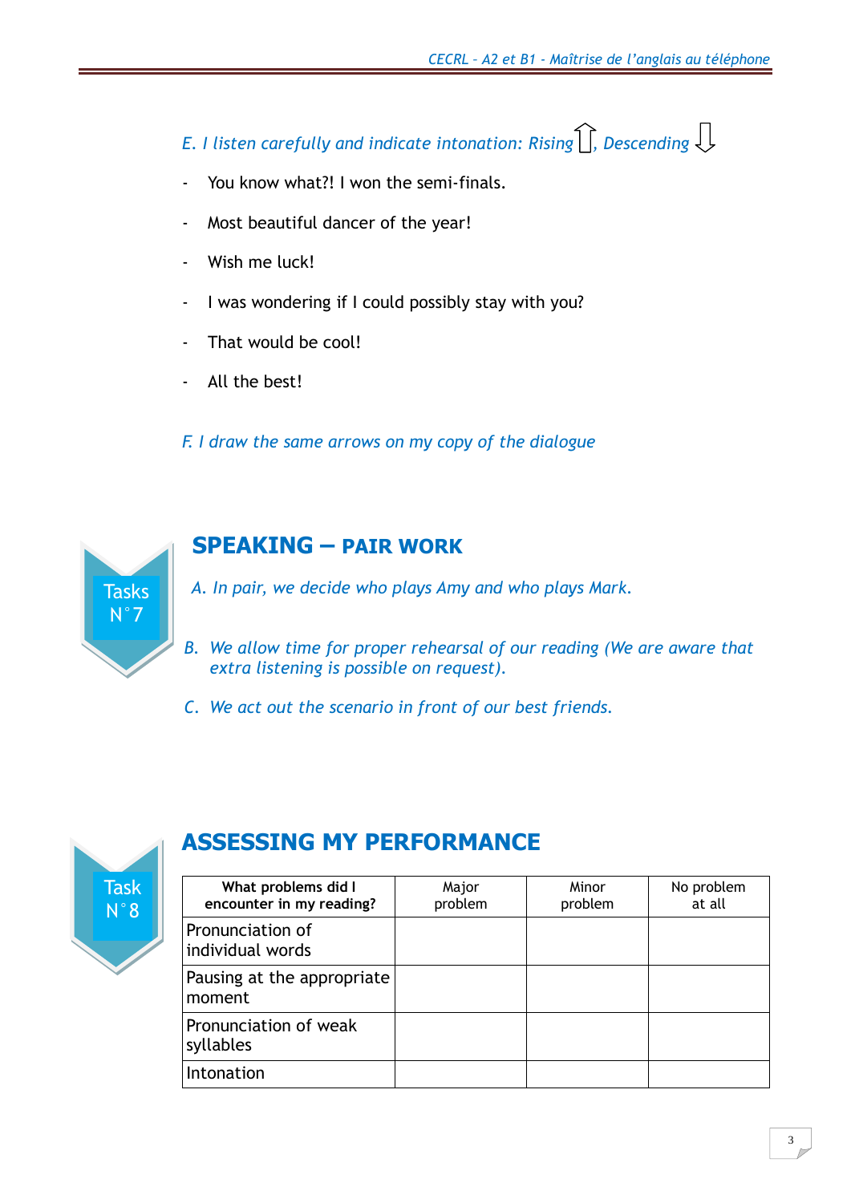*E. I listen carefully and indicate intonation: Rising ⇧, Descending ⇩*

- You know what?! I won the semi-finals.
- Most beautiful dancer of the year!
- Wish me luck!
- I was wondering if I could possibly stay with you?
- That would be cool!
- All the best!

*F. I draw the same arrows on my copy of the dialogue*

Tasks N°7

## SPEAKING – PAIR WORK

*A. In pair, we decide who plays Amy and who plays Mark.*

*B. We allow time for proper rehearsal of our reading (We are aware that extra listening is possible on request).*

*C. We act out the scenario in front of our best friends.*

Task N°8

## ASSESSING MY PERFORMANCE

| What problems did I encounter in my reading? | Major problem | Minor problem | No problem at all |
|---|---|---|---|
| Pronunciation of individual words | | | |
| Pausing at the appropriate moment | | | |
| Pronunciation of weak syllables | | | |
| Intonation | | | |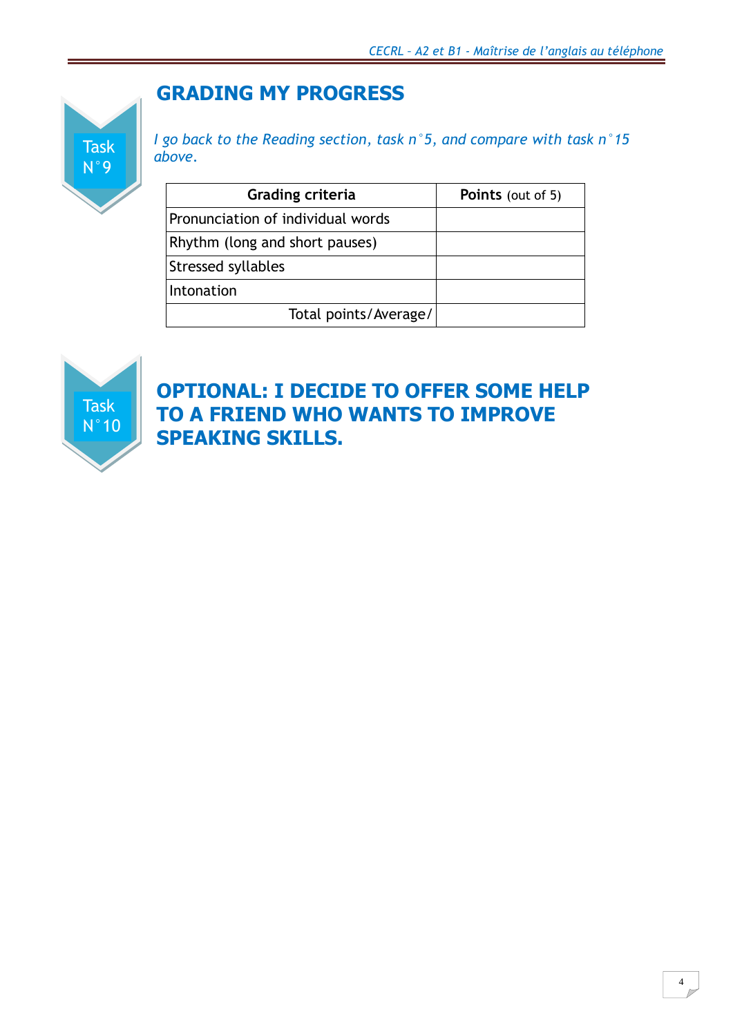Task N°9

## GRADING MY PROGRESS

*I go back to the Reading section, task n°5, and compare with task n°15 above.*

| Grading criteria | **Points** (out of 5) |
|---|---|
| Pronunciation of individual words | |
| Rhythm (long and short pauses) | |
| Stressed syllables | |
| Intonation | |
| Total points/Average/ | |

Task N°10

## OPTIONAL: I DECIDE TO OFFER SOME HELP TO A FRIEND WHO WANTS TO IMPROVE SPEAKING SKILLS.